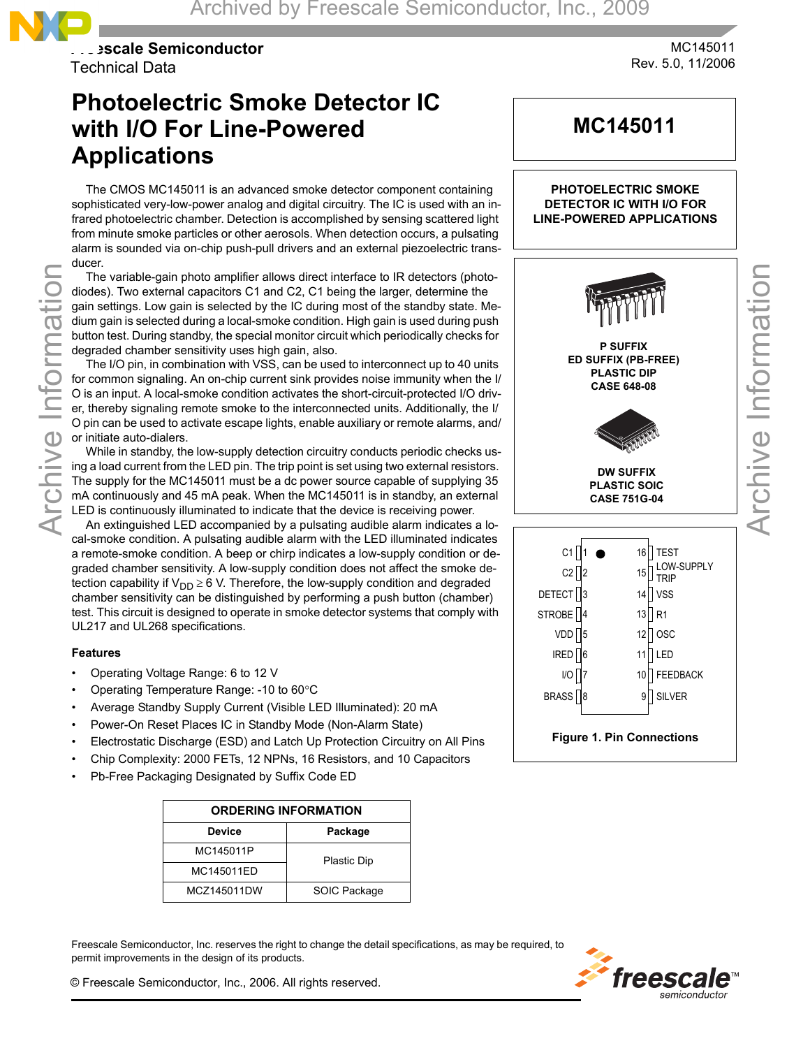Freescale Semiconductor
Technical Data

MC145011
Rev. 5.0, 11/2006

# Photoelectric Smoke Detector IC with I/O For Line-Powered Applications

The CMOS MC145011 is an advanced smoke detector component containing sophisticated very-low-power analog and digital circuitry. The IC is used with an infrared photoelectric chamber. Detection is accomplished by sensing scattered light from minute smoke particles or other aerosols. When detection occurs, a pulsating alarm is sounded via on-chip push-pull drivers and an external piezoelectric transducer.

The variable-gain photo amplifier allows direct interface to IR detectors (photodiodes). Two external capacitors C1 and C2, C1 being the larger, determine the gain settings. Low gain is selected by the IC during most of the standby state. Medium gain is selected during a local-smoke condition. High gain is used during push button test. During standby, the special monitor circuit which periodically checks for degraded chamber sensitivity uses high gain, also.

The I/O pin, in combination with VSS, can be used to interconnect up to 40 units for common signaling. An on-chip current sink provides noise immunity when the I/O is an input. A local-smoke condition activates the short-circuit-protected I/O driver, thereby signaling remote smoke to the interconnected units. Additionally, the I/O pin can be used to activate escape lights, enable auxiliary or remote alarms, and/or initiate auto-dialers.

While in standby, the low-supply detection circuitry conducts periodic checks using a load current from the LED pin. The trip point is set using two external resistors. The supply for the MC145011 must be a dc power source capable of supplying 35 mA continuously and 45 mA peak. When the MC145011 is in standby, an external LED is continuously illuminated to indicate that the device is receiving power.

An extinguished LED accompanied by a pulsating audible alarm indicates a local-smoke condition. A pulsating audible alarm with the LED illuminated indicates a remote-smoke condition. A beep or chirp indicates a low-supply condition or degraded chamber sensitivity. A low-supply condition does not affect the smoke detection capability if $V_{DD} \geq 6$ V. Therefore, the low-supply condition and degraded chamber sensitivity can be distinguished by performing a push button (chamber) test. This circuit is designed to operate in smoke detector systems that comply with UL217 and UL268 specifications.

## Features

- Operating Voltage Range: 6 to 12 V
- Operating Temperature Range: -10 to 60°C
- Average Standby Supply Current (Visible LED Illuminated): 20 mA
- Power-On Reset Places IC in Standby Mode (Non-Alarm State)
- Electrostatic Discharge (ESD) and Latch Up Protection Circuitry on All Pins
- Chip Complexity: 2000 FETs, 12 NPNs, 16 Resistors, and 10 Capacitors
- Pb-Free Packaging Designated by Suffix Code ED

| ORDERING INFORMATION | |
|---|---|
| **Device** | **Package** |
| MC145011P | Plastic Dip |
| MC145011ED | Plastic Dip |
| MCZ145011DW | SOIC Package |

**MC145011**

**PHOTOELECTRIC SMOKE DETECTOR IC WITH I/O FOR LINE-POWERED APPLICATIONS**

**P SUFFIX**
**ED SUFFIX (PB-FREE)**
**PLASTIC DIP**
**CASE 648-08**

**DW SUFFIX**
**PLASTIC SOIC**
**CASE 751G-04**

| Pin | Name | Pin | Name |
|---|---|---|---|
| 1 | C1 | 16 | TEST |
| 2 | C2 | 15 | LOW-SUPPLY TRIP |
| 3 | DETECT | 14 | VSS |
| 4 | STROBE | 13 | R1 |
| 5 | VDD | 12 | OSC |
| 6 | IRED | 11 | LED |
| 7 | I/O | 10 | FEEDBACK |
| 8 | BRASS | 9 | SILVER |

**Figure 1. Pin Connections**

Freescale Semiconductor, Inc. reserves the right to change the detail specifications, as may be required, to permit improvements in the design of its products.

© Freescale Semiconductor, Inc., 2006. All rights reserved.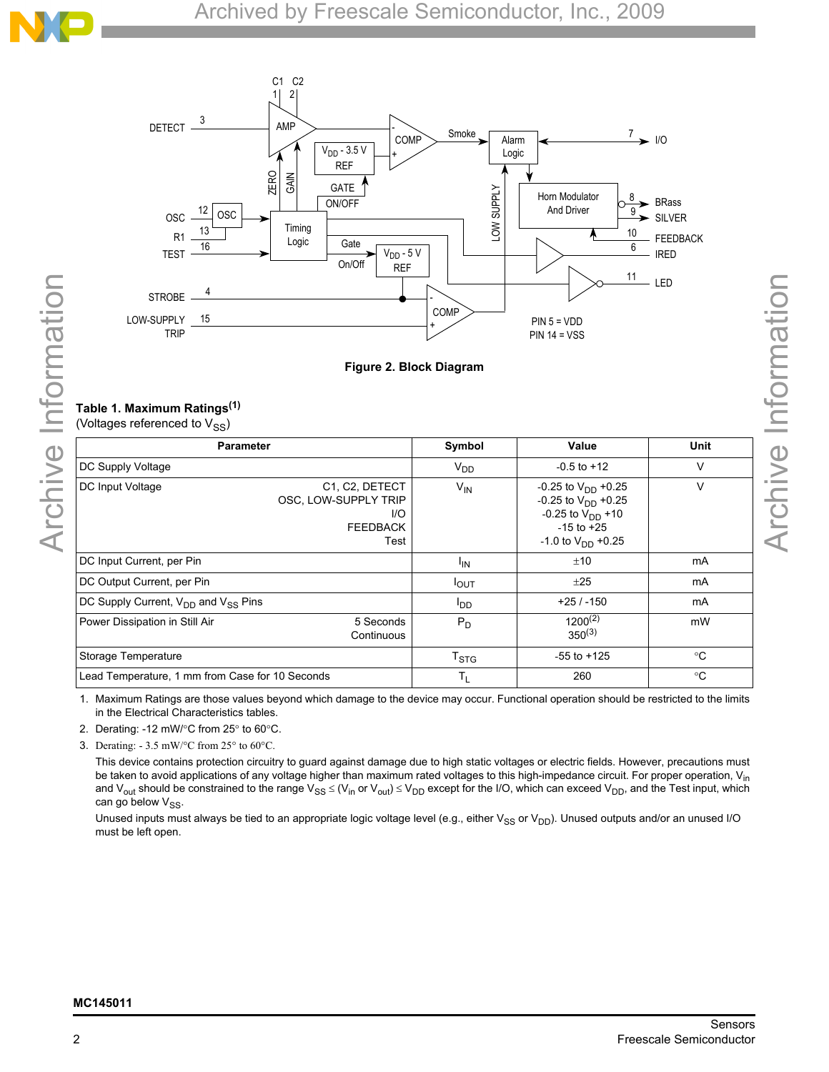C1 C2
1 2
DETECT 3
AMP
ZERO
GAIN
$V_{DD}$ - 3.5 V
REF
GATE
ON/OFF
COMP
Smoke
Alarm
Logic
7
I/O
LOW SUPPLY
Horn Modulator
And Driver
8
BRass
9
SILVER
10
FEEDBACK
6
IRED
11
LED
OSC 12
OSC
R1 13
TEST 16
Timing
Logic
Gate
On/Off
$V_{DD}$ - 5 V
REF
STROBE 4
LOW-SUPPLY TRIP 15
COMP
PIN 5 = VDD
PIN 14 = VSS

**Figure 2. Block Diagram**

**Table 1. Maximum Ratings**[1]
(Voltages referenced to $V_{SS}$)

| Parameter | | Symbol | Value | Unit |
|---|---|---|---|---|
| DC Supply Voltage | | $V_{DD}$ | -0.5 to +12 | V |
| DC Input Voltage | C1, C2, DETECT<br>OSC, LOW-SUPPLY TRIP<br>I/O<br>FEEDBACK<br>Test | $V_{IN}$ | -0.25 to $V_{DD}$ +0.25<br>-0.25 to $V_{DD}$ +0.25<br>-0.25 to $V_{DD}$ +10<br>-15 to +25<br>-1.0 to $V_{DD}$ +0.25 | V |
| DC Input Current, per Pin | | $I_{IN}$ | ±10 | mA |
| DC Output Current, per Pin | | $I_{OUT}$ | ±25 | mA |
| DC Supply Current, $V_{DD}$ and $V_{SS}$ Pins | | $I_{DD}$ | +25 / -150 | mA |
| Power Dissipation in Still Air | 5 Seconds<br>Continuous | $P_D$ | 1200[2]<br>350[3] | mW |
| Storage Temperature | | $T_{STG}$ | -55 to +125 | °C |
| Lead Temperature, 1 mm from Case for 10 Seconds | | $T_L$ | 260 | °C |

1. Maximum Ratings are those values beyond which damage to the device may occur. Functional operation should be restricted to the limits in the Electrical Characteristics tables.
2. Derating: -12 mW/°C from 25° to 60°C.
3. Derating: - 3.5 mW/°C from 25° to 60°C.

This device contains protection circuitry to guard against damage due to high static voltages or electric fields. However, precautions must be taken to avoid applications of any voltage higher than maximum rated voltages to this high-impedance circuit. For proper operation, $V_{in}$ and $V_{out}$ should be constrained to the range $V_{SS} \leq (V_{in}$ or $V_{out}) \leq V_{DD}$ except for the I/O, which can exceed $V_{DD}$, and the Test input, which can go below $V_{SS}$.

Unused inputs must always be tied to an appropriate logic voltage level (e.g., either $V_{SS}$ or $V_{DD}$). Unused outputs and/or an unused I/O must be left open.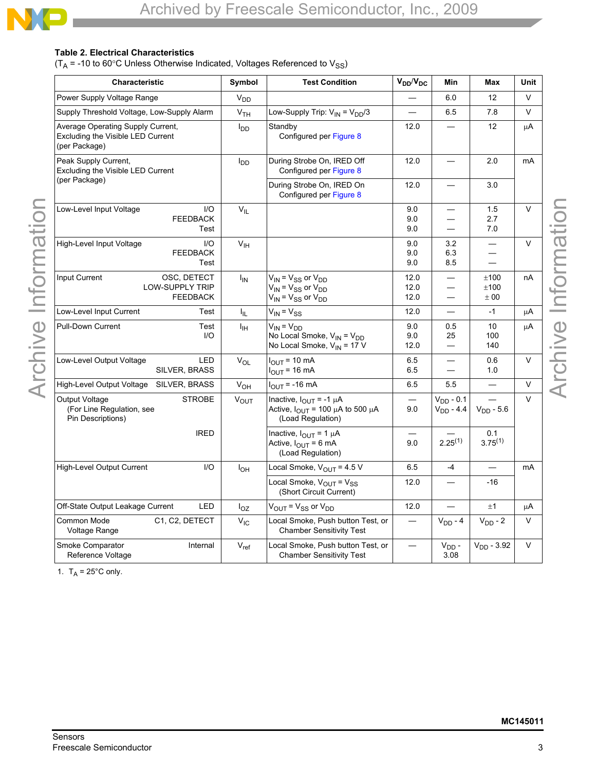**Table 2. Electrical Characteristics**
($T_A$ = -10 to 60°C Unless Otherwise Indicated, Voltages Referenced to $V_{SS}$)

| Characteristic | Symbol | Test Condition | $V_{DD}/V_{DC}$ | Min | Max | Unit |
|---|---|---|---|---|---|---|
| Power Supply Voltage Range | $V_{DD}$ | | — | 6.0 | 12 | V |
| Supply Threshold Voltage, Low-Supply Alarm | $V_{TH}$ | Low-Supply Trip: $V_{IN} = V_{DD}/3$ | — | 6.5 | 7.8 | V |
| Average Operating Supply Current, Excluding the Visible LED Current (per Package) | $I_{DD}$ | Standby Configured per Figure 8 | 12.0 | — | 12 | µA |
| Peak Supply Current, Excluding the Visible LED Current (per Package) | $I_{DD}$ | During Strobe On, IRED Off Configured per Figure 8 | 12.0 | — | 2.0 | mA |
| | | During Strobe On, IRED On Configured per Figure 8 | 12.0 | — | 3.0 | |
| Low-Level Input Voltage I/O | $V_{IL}$ | | 9.0 | — | 1.5 | V |
| FEEDBACK | | | 9.0 | — | 2.7 | |
| Test | | | 9.0 | — | 7.0 | |
| High-Level Input Voltage I/O | $V_{IH}$ | | 9.0 | 3.2 | — | V |
| FEEDBACK | | | 9.0 | 6.3 | — | |
| Test | | | 9.0 | 8.5 | — | |
| Input Current OSC, DETECT | $I_{IN}$ | $V_{IN} = V_{SS}$ or $V_{DD}$ | 12.0 | — | ±100 | nA |
| LOW-SUPPLY TRIP | | $V_{IN} = V_{SS}$ or $V_{DD}$ | 12.0 | — | ±100 | |
| FEEDBACK | | $V_{IN} = V_{SS}$ or $V_{DD}$ | 12.0 | — | ± 00 | |
| Low-Level Input Current Test | $I_{IL}$ | $V_{IN} = V_{SS}$ | 12.0 | — | -1 | µA |
| Pull-Down Current Test | $I_{IH}$ | $V_{IN} = V_{DD}$ | 9.0 | 0.5 | 10 | µA |
| I/O | | No Local Smoke, $V_{IN} = V_{DD}$ | 9.0 | 25 | 100 | |
| | | No Local Smoke, $V_{IN}$ = 17 V | 12.0 | — | 140 | |
| Low-Level Output Voltage LED | $V_{OL}$ | $I_{OUT}$ = 10 mA | 6.5 | — | 0.6 | V |
| SILVER, BRASS | | $I_{OUT}$ = 16 mA | 6.5 | — | 1.0 | |
| High-Level Output Voltage SILVER, BRASS | $V_{OH}$ | $I_{OUT}$ = -16 mA | 6.5 | 5.5 | — | V |
| Output Voltage (For Line Regulation, see Pin Descriptions) STROBE | $V_{OUT}$ | Inactive, $I_{OUT}$ = -1 µA | — | $V_{DD}$ - 0.1 | — | V |
| | | Active, $I_{OUT}$ = 100 µA to 500 µA (Load Regulation) | 9.0 | $V_{DD}$ - 4.4 | $V_{DD}$ - 5.6 | |
| IRED | | Inactive, $I_{OUT}$ = 1 µA | — | — | 0.1 | |
| | | Active, $I_{OUT}$ = 6 mA (Load Regulation) | 9.0 | 2.25[1] | 3.75[1] | |
| High-Level Output Current I/O | $I_{OH}$ | Local Smoke, $V_{OUT}$ = 4.5 V | 6.5 | -4 | — | mA |
| | | Local Smoke, $V_{OUT} = V_{SS}$ (Short Circuit Current) | 12.0 | — | -16 | |
| Off-State Output Leakage Current LED | $I_{OZ}$ | $V_{OUT} = V_{SS}$ or $V_{DD}$ | 12.0 | — | ±1 | µA |
| Common Mode Voltage Range C1, C2, DETECT | $V_{IC}$ | Local Smoke, Push button Test, or Chamber Sensitivity Test | — | $V_{DD}$ - 4 | $V_{DD}$ - 2 | V |
| Smoke Comparator Reference Voltage Internal | $V_{ref}$ | Local Smoke, Push button Test, or Chamber Sensitivity Test | — | $V_{DD}$ - 3.08 | $V_{DD}$ - 3.92 | V |

1. $T_A$ = 25°C only.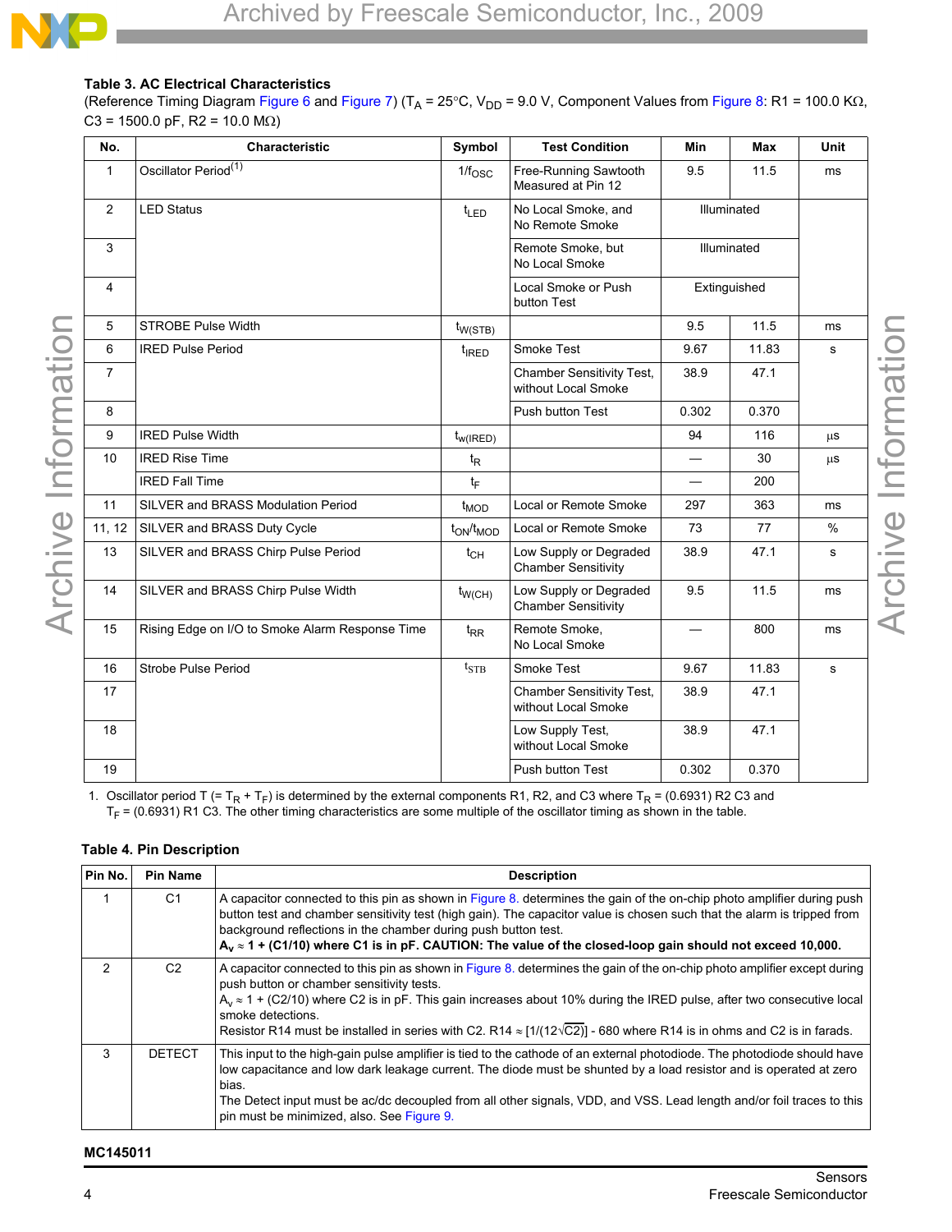**Table 3. AC Electrical Characteristics**

(Reference Timing Diagram Figure 6 and Figure 7) ($T_A$ = 25°C, $V_{DD}$ = 9.0 V, Component Values from Figure 8: R1 = 100.0 KΩ, C3 = 1500.0 pF, R2 = 10.0 MΩ)

| No. | Characteristic | Symbol | Test Condition | Min | Max | Unit |
|---|---|---|---|---|---|---|
| 1 | Oscillator Period[(1)] | $1/f_{OSC}$ | Free-Running Sawtooth Measured at Pin 12 | 9.5 | 11.5 | ms |
| 2 | LED Status | $t_{LED}$ | No Local Smoke, and No Remote Smoke | Illuminated | | |
| 3 | | | Remote Smoke, but No Local Smoke | Illuminated | | |
| 4 | | | Local Smoke or Push button Test | Extinguished | | |
| 5 | STROBE Pulse Width | $t_{W(STB)}$ | | 9.5 | 11.5 | ms |
| 6 | IRED Pulse Period | $t_{IRED}$ | Smoke Test | 9.67 | 11.83 | s |
| 7 | | | Chamber Sensitivity Test, without Local Smoke | 38.9 | 47.1 | |
| 8 | | | Push button Test | 0.302 | 0.370 | |
| 9 | IRED Pulse Width | $t_{w(IRED)}$ | | 94 | 116 | µs |
| 10 | IRED Rise Time | $t_R$ | | — | 30 | µs |
| | IRED Fall Time | $t_F$ | | — | 200 | |
| 11 | SILVER and BRASS Modulation Period | $t_{MOD}$ | Local or Remote Smoke | 297 | 363 | ms |
| 11, 12 | SILVER and BRASS Duty Cycle | $t_{ON}/t_{MOD}$ | Local or Remote Smoke | 73 | 77 | % |
| 13 | SILVER and BRASS Chirp Pulse Period | $t_{CH}$ | Low Supply or Degraded Chamber Sensitivity | 38.9 | 47.1 | s |
| 14 | SILVER and BRASS Chirp Pulse Width | $t_{W(CH)}$ | Low Supply or Degraded Chamber Sensitivity | 9.5 | 11.5 | ms |
| 15 | Rising Edge on I/O to Smoke Alarm Response Time | $t_{RR}$ | Remote Smoke, No Local Smoke | — | 800 | ms |
| 16 | Strobe Pulse Period | $t_{STB}$ | Smoke Test | 9.67 | 11.83 | s |
| 17 | | | Chamber Sensitivity Test, without Local Smoke | 38.9 | 47.1 | |
| 18 | | | Low Supply Test, without Local Smoke | 38.9 | 47.1 | |
| 19 | | | Push button Test | 0.302 | 0.370 | |

1. Oscillator period T (= $T_R$ + $T_F$) is determined by the external components R1, R2, and C3 where $T_R$ = (0.6931) R2 C3 and $T_F$ = (0.6931) R1 C3. The other timing characteristics are some multiple of the oscillator timing as shown in the table.

**Table 4. Pin Description**

| Pin No. | Pin Name | Description |
|---|---|---|
| 1 | C1 | A capacitor connected to this pin as shown in Figure 8. determines the gain of the on-chip photo amplifier during push button test and chamber sensitivity test (high gain). The capacitor value is chosen such that the alarm is tripped from background reflections in the chamber during push button test. **$A_v \approx 1 + (C1/10)$ where C1 is in pF. CAUTION: The value of the closed-loop gain should not exceed 10,000.** |
| 2 | C2 | A capacitor connected to this pin as shown in Figure 8. determines the gain of the on-chip photo amplifier except during push button or chamber sensitivity tests. $A_v \approx 1 + (C2/10)$ where C2 is in pF. This gain increases about 10% during the IRED pulse, after two consecutive local smoke detections. Resistor R14 must be installed in series with C2. R14 ≈ $[1/(12\sqrt{C2})]$ - 680 where R14 is in ohms and C2 is in farads. |
| 3 | DETECT | This input to the high-gain pulse amplifier is tied to the cathode of an external photodiode. The photodiode should have low capacitance and low dark leakage current. The diode must be shunted by a load resistor and is operated at zero bias. The Detect input must be ac/dc decoupled from all other signals, VDD, and VSS. Lead length and/or foil traces to this pin must be minimized, also. See Figure 9. |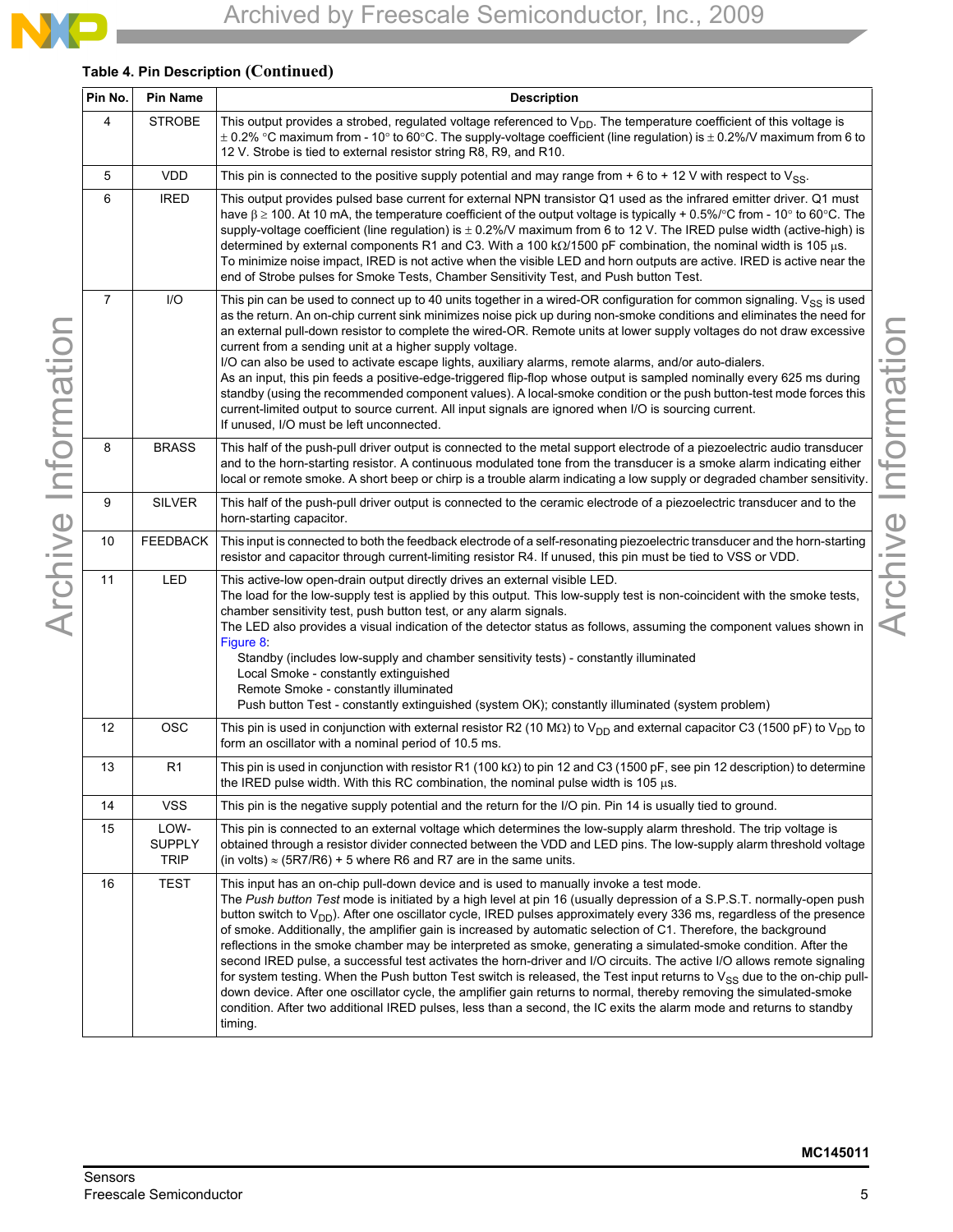**Table 4. Pin Description (Continued)**

| Pin No. | Pin Name | Description |
|---|---|---|
| 4 | STROBE | This output provides a strobed, regulated voltage referenced to $V_{DD}$. The temperature coefficient of this voltage is ± 0.2% °C maximum from - 10° to 60°C. The supply-voltage coefficient (line regulation) is ± 0.2%/V maximum from 6 to 12 V. Strobe is tied to external resistor string R8, R9, and R10. |
| 5 | VDD | This pin is connected to the positive supply potential and may range from + 6 to + 12 V with respect to $V_{SS}$. |
| 6 | IRED | This output provides pulsed base current for external NPN transistor Q1 used as the infrared emitter driver. Q1 must have β ≥ 100. At 10 mA, the temperature coefficient of the output voltage is typically + 0.5%/°C from - 10° to 60°C. The supply-voltage coefficient (line regulation) is ± 0.2%/V maximum from 6 to 12 V. The IRED pulse width (active-high) is determined by external components R1 and C3. With a 100 kΩ/1500 pF combination, the nominal width is 105 µs. To minimize noise impact, IRED is not active when the visible LED and horn outputs are active. IRED is active near the end of Strobe pulses for Smoke Tests, Chamber Sensitivity Test, and Push button Test. |
| 7 | I/O | This pin can be used to connect up to 40 units together in a wired-OR configuration for common signaling. $V_{SS}$ is used as the return. An on-chip current sink minimizes noise pick up during non-smoke conditions and eliminates the need for an external pull-down resistor to complete the wired-OR. Remote units at lower supply voltages do not draw excessive current from a sending unit at a higher supply voltage.<br>I/O can also be used to activate escape lights, auxiliary alarms, remote alarms, and/or auto-dialers.<br>As an input, this pin feeds a positive-edge-triggered flip-flop whose output is sampled nominally every 625 ms during standby (using the recommended component values). A local-smoke condition or the push button-test mode forces this current-limited output to source current. All input signals are ignored when I/O is sourcing current.<br>If unused, I/O must be left unconnected. |
| 8 | BRASS | This half of the push-pull driver output is connected to the metal support electrode of a piezoelectric audio transducer and to the horn-starting resistor. A continuous modulated tone from the transducer is a smoke alarm indicating either local or remote smoke. A short beep or chirp is a trouble alarm indicating a low supply or degraded chamber sensitivity. |
| 9 | SILVER | This half of the push-pull driver output is connected to the ceramic electrode of a piezoelectric transducer and to the horn-starting capacitor. |
| 10 | FEEDBACK | This input is connected to both the feedback electrode of a self-resonating piezoelectric transducer and the horn-starting resistor and capacitor through current-limiting resistor R4. If unused, this pin must be tied to VSS or VDD. |
| 11 | LED | This active-low open-drain output directly drives an external visible LED.<br>The load for the low-supply test is applied by this output. This low-supply test is non-coincident with the smoke tests, chamber sensitivity test, push button test, or any alarm signals.<br>The LED also provides a visual indication of the detector status as follows, assuming the component values shown in Figure 8:<br>Standby (includes low-supply and chamber sensitivity tests) - constantly illuminated<br>Local Smoke - constantly extinguished<br>Remote Smoke - constantly illuminated<br>Push button Test - constantly extinguished (system OK); constantly illuminated (system problem) |
| 12 | OSC | This pin is used in conjunction with external resistor R2 (10 MΩ) to $V_{DD}$ and external capacitor C3 (1500 pF) to $V_{DD}$ to form an oscillator with a nominal period of 10.5 ms. |
| 13 | R1 | This pin is used in conjunction with resistor R1 (100 kΩ) to pin 12 and C3 (1500 pF, see pin 12 description) to determine the IRED pulse width. With this RC combination, the nominal pulse width is 105 µs. |
| 14 | VSS | This pin is the negative supply potential and the return for the I/O pin. Pin 14 is usually tied to ground. |
| 15 | LOW-SUPPLY TRIP | This pin is connected to an external voltage which determines the low-supply alarm threshold. The trip voltage is obtained through a resistor divider connected between the VDD and LED pins. The low-supply alarm threshold voltage (in volts) ≈ (5R7/R6) + 5 where R6 and R7 are in the same units. |
| 16 | TEST | This input has an on-chip pull-down device and is used to manually invoke a test mode.<br>The *Push button Test* mode is initiated by a high level at pin 16 (usually depression of a S.P.S.T. normally-open push button switch to $V_{DD}$). After one oscillator cycle, IRED pulses approximately every 336 ms, regardless of the presence of smoke. Additionally, the amplifier gain is increased by automatic selection of C1. Therefore, the background reflections in the smoke chamber may be interpreted as smoke, generating a simulated-smoke condition. After the second IRED pulse, a successful test activates the horn-driver and I/O circuits. The active I/O allows remote signaling for system testing. When the Push button Test switch is released, the Test input returns to $V_{SS}$ due to the on-chip pull-down device. After one oscillator cycle, the amplifier gain returns to normal, thereby removing the simulated-smoke condition. After two additional IRED pulses, less than a second, the IC exits the alarm mode and returns to standby timing. |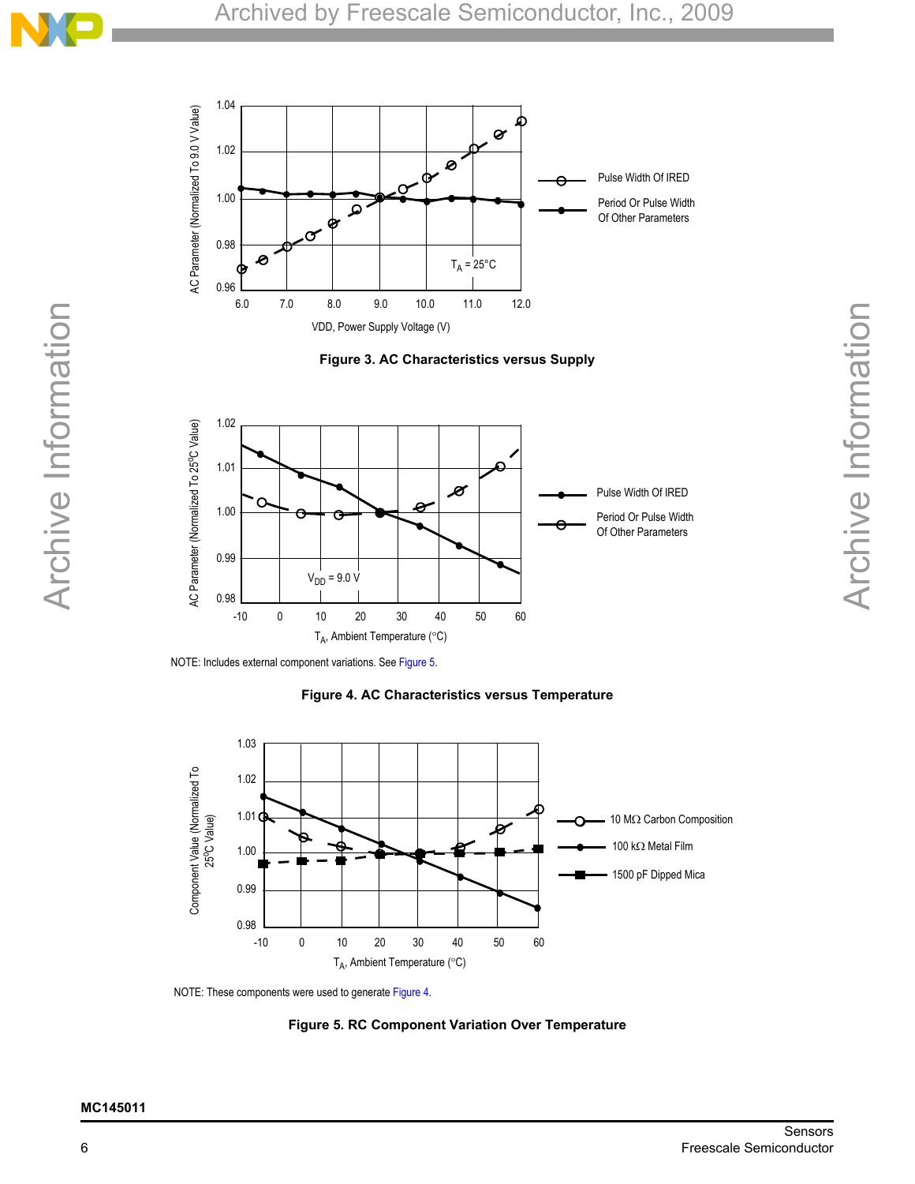AC Parameter (Normalized To 9.0 V Value)

1.04
1.02
1.00
0.98
0.96

6.0 7.0 8.0 9.0 10.0 11.0 12.0

VDD, Power Supply Voltage (V)

$T_A$ = 25°C

Pulse Width Of IRED

Period Or Pulse Width Of Other Parameters

**Figure 3. AC Characteristics versus Supply**

AC Parameter (Normalized To 25°C Value)

1.02
1.01
1.00
0.99
0.98

-10 0 10 20 30 40 50 60

$T_A$, Ambient Temperature (°C)

$V_{DD}$ = 9.0 V

Pulse Width Of IRED

Period Or Pulse Width Of Other Parameters

NOTE: Includes external component variations. See Figure 5.

**Figure 4. AC Characteristics versus Temperature**

Component Value (Normalized To 25°C Value)

1.03
1.02
1.01
1.00
0.99
0.98

-10 0 10 20 30 40 50 60

$T_A$, Ambient Temperature (°C)

10 MΩ Carbon Composition

100 kΩ Metal Film

1500 pF Dipped Mica

NOTE: These components were used to generate Figure 4.

**Figure 5. RC Component Variation Over Temperature**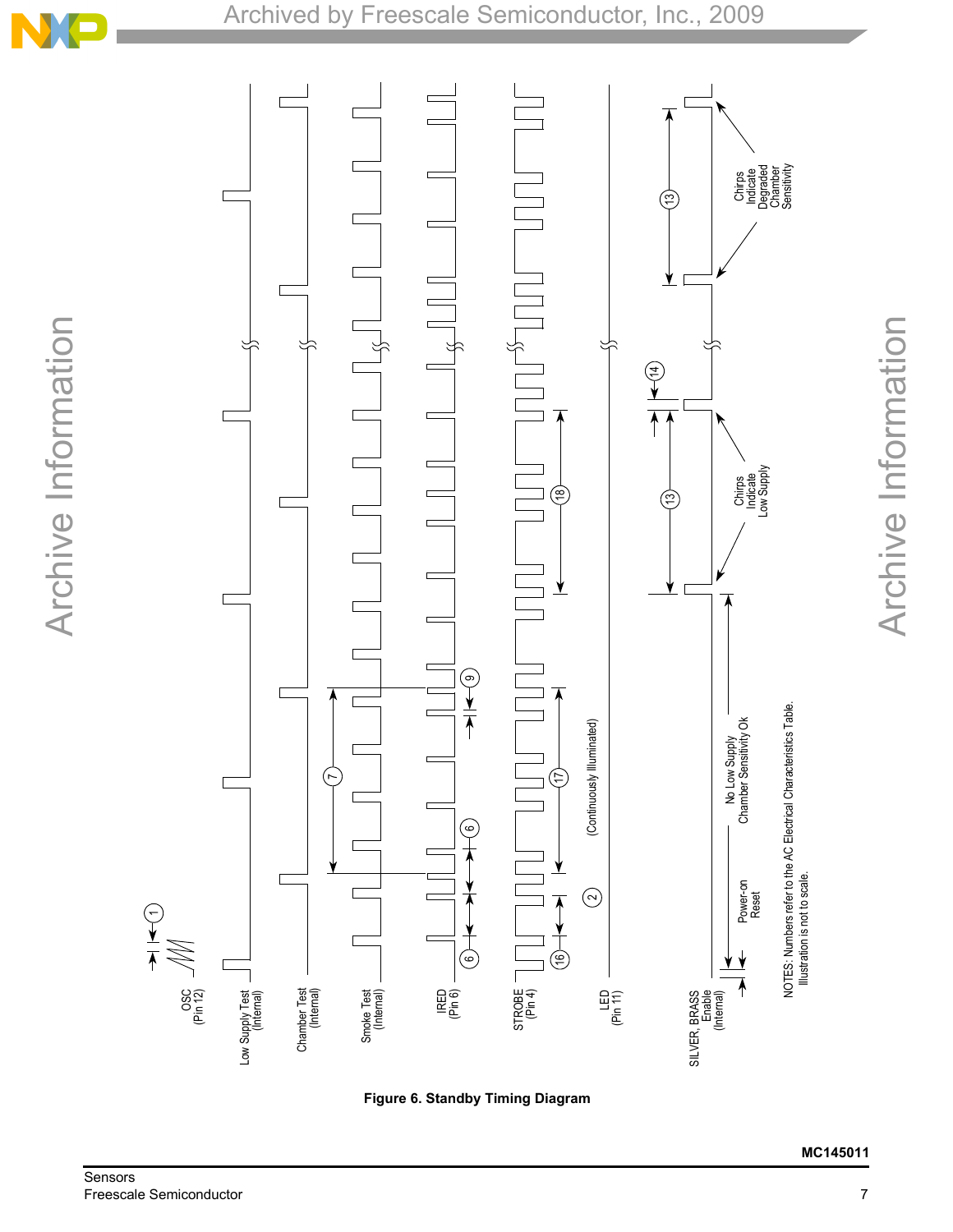OSC (Pin 12)

Low Supply Test (Internal)

Chamber Test (Internal)

Smoke Test (Internal)

IRED (Pin 6)

STROBE (Pin 4)

LED (Pin 11)

SILVER, BRASS Enable (Internal)

1

2

6

6

7

9

13

13

14

16

17

18

(Continuously Illuminated)

Power-on Reset

No Low Supply Chamber Sensitivity Ok

Chirps Indicate Low Supply

Chirps Indicate Degraded Chamber Sensitivity

NOTES: Numbers refer to the AC Electrical Characteristics Table.
Illustration is not to scale.

**Figure 6. Standby Timing Diagram**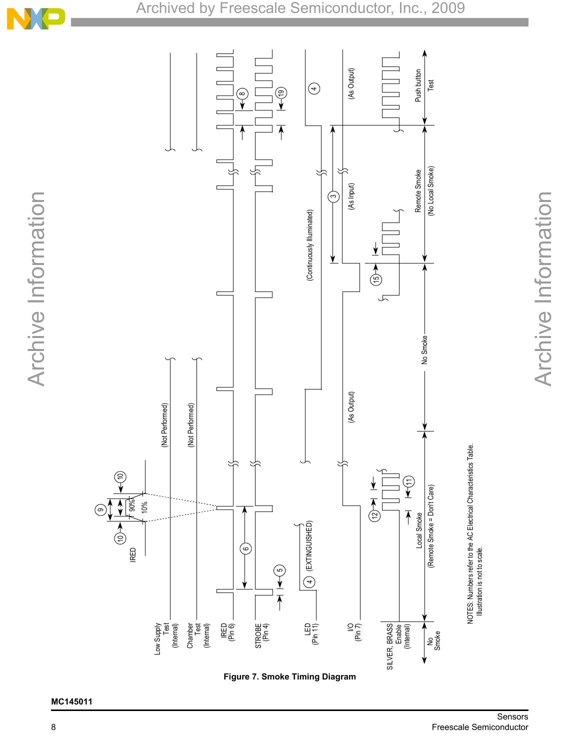Low Supply Test (Internal)

Chamber Test (Internal)

IRED (Pin 6)

STROBE (Pin 4)

LED (Pin 11)

I/O (Pin 7)

SILVER, BRASS Enable (Internal)

IRED

90%

10%

9

10

10

6

5

8

19

4 (EXTINGUISHED)

(Not Performed)

(Not Performed)

(Continuously Illuminated)

4

3

(As Output)

(As Input)

(As Output)

12

11

15

No Smoke

Local Smoke (Remote Smoke = Don't Care)

No Smoke

Remote Smoke (No Local Smoke)

Push button Test

NOTES: Numbers refer to the AC Electrical Characteristics Table. Illustration is not to scale.

**Figure 7. Smoke Timing Diagram**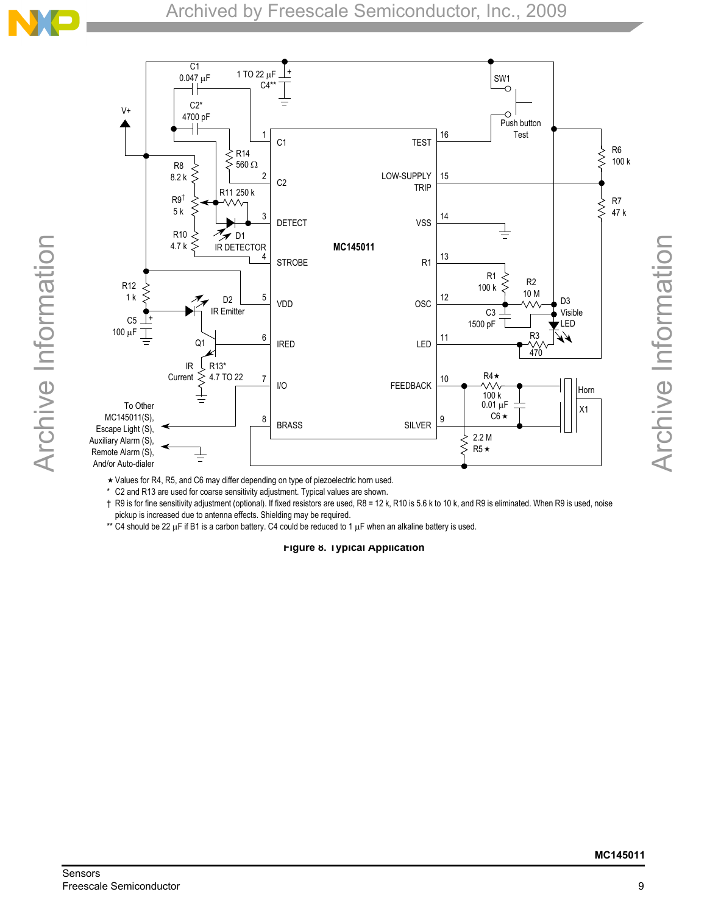C1
0.047 µF

1 TO 22 µF
C4**

SW1

Push button
Test

V+

C2*
4700 pF

R14
560 Ω

R8
8.2 k

R9†
5 k

R11 250 k

R10
4.7 k

D1
IR DETECTOR

R12
1 k

D2
IR Emitter

C5
100 µF

Q1

IR
Current

R13*
4.7 TO 22

To Other
MC145011(S),
Escape Light (S),
Auxiliary Alarm (S),
Remote Alarm (S),
And/or Auto-dialer

1 C1
2 C2
3 DETECT
4 STROBE
5 VDD
6 IRED
7 I/O
8 BRASS

MC145011

16 TEST
15 LOW-SUPPLY TRIP
14 VSS
13 R1
12 OSC
11 LED
10 FEEDBACK
9 SILVER

R6
100 k

R7
47 k

R1
100 k

R2
10 M

C3
1500 pF

D3
Visible
LED

R3
470

R4★
100 k

0.01 µF
C6★

2.2 M
R5★

Horn

X1

★ Values for R4, R5, and C6 may differ depending on type of piezoelectric horn used.
\* C2 and R13 are used for coarse sensitivity adjustment. Typical values are shown.
† R9 is for fine sensitivity adjustment (optional). If fixed resistors are used, R8 = 12 k, R10 is 5.6 k to 10 k, and R9 is eliminated. When R9 is used, noise pickup is increased due to antenna effects. Shielding may be required.
** C4 should be 22 µF if B1 is a carbon battery. C4 could be reduced to 1 µF when an alkaline battery is used.

**Figure 8. Typical Application**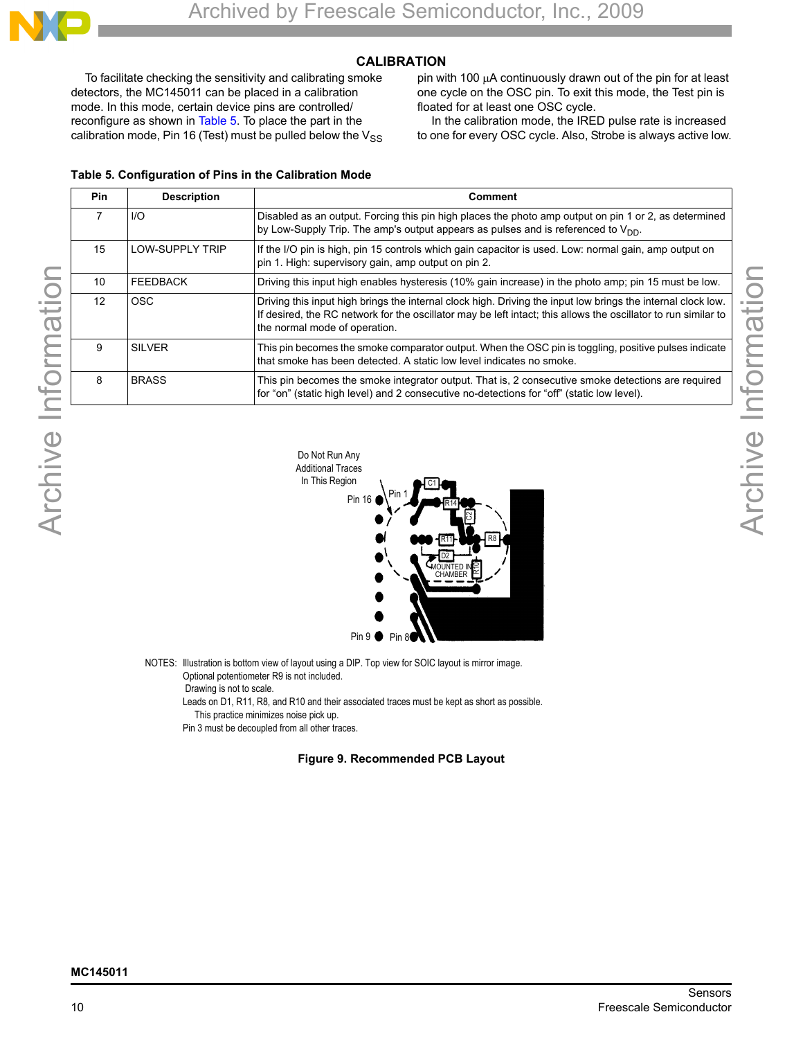## CALIBRATION

To facilitate checking the sensitivity and calibrating smoke detectors, the MC145011 can be placed in a calibration mode. In this mode, certain device pins are controlled/reconfigure as shown in Table 5. To place the part in the calibration mode, Pin 16 (Test) must be pulled below the $V_{SS}$ pin with 100 µA continuously drawn out of the pin for at least one cycle on the OSC pin. To exit this mode, the Test pin is floated for at least one OSC cycle.

In the calibration mode, the IRED pulse rate is increased to one for every OSC cycle. Also, Strobe is always active low.

**Table 5. Configuration of Pins in the Calibration Mode**

| Pin | Description | Comment |
|---|---|---|
| 7 | I/O | Disabled as an output. Forcing this pin high places the photo amp output on pin 1 or 2, as determined by Low-Supply Trip. The amp's output appears as pulses and is referenced to $V_{DD}$. |
| 15 | LOW-SUPPLY TRIP | If the I/O pin is high, pin 15 controls which gain capacitor is used. Low: normal gain, amp output on pin 1. High: supervisory gain, amp output on pin 2. |
| 10 | FEEDBACK | Driving this input high enables hysteresis (10% gain increase) in the photo amp; pin 15 must be low. |
| 12 | OSC | Driving this input high brings the internal clock high. Driving the input low brings the internal clock low. If desired, the RC network for the oscillator may be left intact; this allows the oscillator to run similar to the normal mode of operation. |
| 9 | SILVER | This pin becomes the smoke comparator output. When the OSC pin is toggling, positive pulses indicate that smoke has been detected. A static low level indicates no smoke. |
| 8 | BRASS | This pin becomes the smoke integrator output. That is, 2 consecutive smoke detections are required for "on" (static high level) and 2 consecutive no-detections for "off" (static low level). |

Do Not Run Any Additional Traces In This Region
Pin 16
Pin 1
C1
R14
C2
R11
R8
D2
MOUNTED IN CHAMBER
R10
Pin 9
Pin 8

NOTES: Illustration is bottom view of layout using a DIP. Top view for SOIC layout is mirror image.
Optional potentiometer R9 is not included.
Drawing is not to scale.
Leads on D1, R11, R8, and R10 and their associated traces must be kept as short as possible.
This practice minimizes noise pick up.
Pin 3 must be decoupled from all other traces.

**Figure 9. Recommended PCB Layout**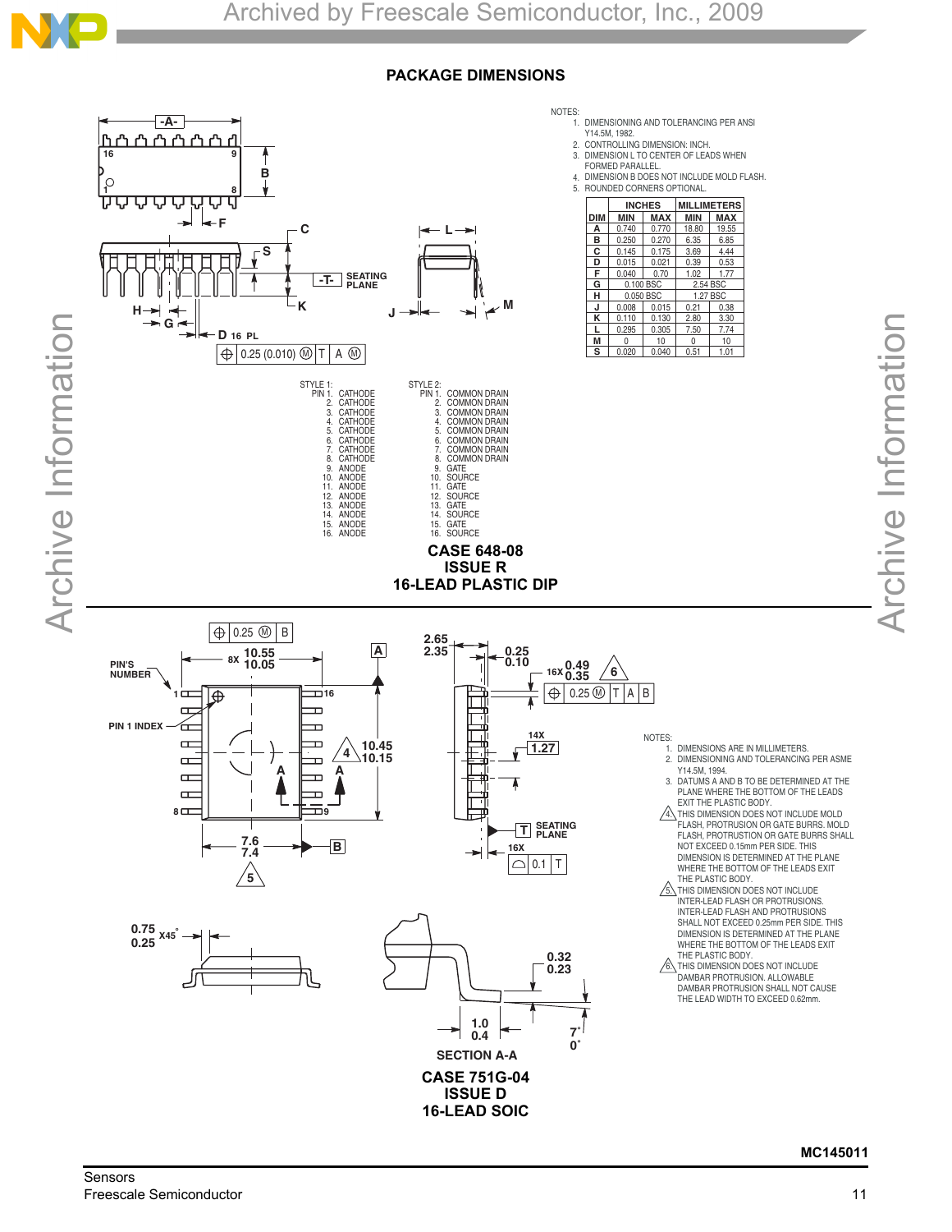## PACKAGE DIMENSIONS

NOTES:
1. DIMENSIONING AND TOLERANCING PER ANSI Y14.5M, 1982.
2. CONTROLLING DIMENSION: INCH.
3. DIMENSION L TO CENTER OF LEADS WHEN FORMED PARALLEL.
4. DIMENSION B DOES NOT INCLUDE MOLD FLASH.
5. ROUNDED CORNERS OPTIONAL.

| DIM | INCHES MIN | INCHES MAX | MILLIMETERS MIN | MILLIMETERS MAX |
|---|---|---|---|---|
| A | 0.740 | 0.770 | 18.80 | 19.55 |
| B | 0.250 | 0.270 | 6.35 | 6.85 |
| C | 0.145 | 0.175 | 3.69 | 4.44 |
| D | 0.015 | 0.021 | 0.39 | 0.53 |
| F | 0.040 | 0.70 | 1.02 | 1.77 |
| G | 0.100 BSC | | 2.54 BSC | |
| H | 0.050 BSC | | 1.27 BSC | |
| J | 0.008 | 0.015 | 0.21 | 0.38 |
| K | 0.110 | 0.130 | 2.80 | 3.30 |
| L | 0.295 | 0.305 | 7.50 | 7.74 |
| M | 0 | 10 | 0 | 10 |
| S | 0.020 | 0.040 | 0.51 | 1.01 |

-A- 16 9 B 1 8 F C S -T- SEATING PLANE K H G D 16 PL L J M

0.25 (0.010) Ⓜ T A Ⓜ

STYLE 1:
PIN 1. CATHODE
2. CATHODE
3. CATHODE
4. CATHODE
5. CATHODE
6. CATHODE
7. CATHODE
8. CATHODE
9. ANODE
10. ANODE
11. ANODE
12. ANODE
13. ANODE
14. ANODE
15. ANODE
16. ANODE

STYLE 2:
PIN 1. COMMON DRAIN
2. COMMON DRAIN
3. COMMON DRAIN
4. COMMON DRAIN
5. COMMON DRAIN
6. COMMON DRAIN
7. COMMON DRAIN
8. COMMON DRAIN
9. GATE
10. SOURCE
11. GATE
12. SOURCE
13. GATE
14. SOURCE
15. GATE
16. SOURCE

**CASE 648-08**
**ISSUE R**
**16-LEAD PLASTIC DIP**

---

0.25 Ⓜ B

PIN'S NUMBER 8X 10.55 10.05 A 1 16 PIN 1 INDEX 4 10.45 10.15 A A 8 9 7.6 7.4 B 5

2.65 2.35 0.25 0.10 16X 0.49 0.35 6 0.25 Ⓜ T A B 14X 1.27 T SEATING PLANE 16X 0.1 T

0.75 0.25 X45° 0.32 0.23 1.0 0.4 7° 0°

SECTION A-A

NOTES:
1. DIMENSIONS ARE IN MILLIMETERS.
2. DIMENSIONING AND TOLERANCING PER ASME Y14.5M, 1994.
3. DATUMS A AND B TO BE DETERMINED AT THE PLANE WHERE THE BOTTOM OF THE LEADS EXIT THE PLASTIC BODY.
4. THIS DIMENSION DOES NOT INCLUDE MOLD FLASH, PROTRUSION OR GATE BURRS. MOLD FLASH, PROTRUSION OR GATE BURRS SHALL NOT EXCEED 0.15mm PER SIDE. THIS DIMENSION IS DETERMINED AT THE PLANE WHERE THE BOTTOM OF THE LEADS EXIT THE PLASTIC BODY.
5. THIS DIMENSION DOES NOT INCLUDE INTER-LEAD FLASH OR PROTRUSIONS. INTER-LEAD FLASH AND PROTRUSIONS SHALL NOT EXCEED 0.25mm PER SIDE. THIS DIMENSION IS DETERMINED AT THE PLANE WHERE THE BOTTOM OF THE LEADS EXIT THE PLASTIC BODY.
6. THIS DIMENSION DOES NOT INCLUDE DAMBAR PROTRUSION. ALLOWABLE DAMBAR PROTRUSION SHALL NOT CAUSE THE LEAD WIDTH TO EXCEED 0.62mm.

**CASE 751G-04**
**ISSUE D**
**16-LEAD SOIC**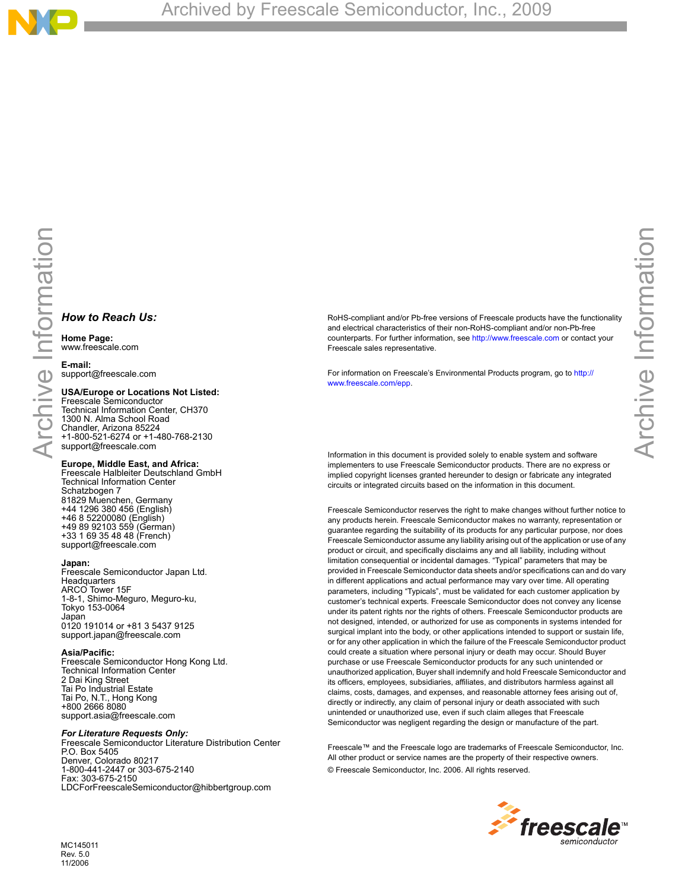***How to Reach Us:***

**Home Page:**
www.freescale.com

**E-mail:**
support@freescale.com

**USA/Europe or Locations Not Listed:**
Freescale Semiconductor
Technical Information Center, CH370
1300 N. Alma School Road
Chandler, Arizona 85224
+1-800-521-6274 or +1-480-768-2130
support@freescale.com

**Europe, Middle East, and Africa:**
Freescale Halbleiter Deutschland GmbH
Technical Information Center
Schatzbogen 7
81829 Muenchen, Germany
+44 1296 380 456 (English)
+46 8 52200080 (English)
+49 89 92103 559 (German)
+33 1 69 35 48 48 (French)
support@freescale.com

**Japan:**
Freescale Semiconductor Japan Ltd.
Headquarters
ARCO Tower 15F
1-8-1, Shimo-Meguro, Meguro-ku,
Tokyo 153-0064
Japan
0120 191014 or +81 3 5437 9125
support.japan@freescale.com

**Asia/Pacific:**
Freescale Semiconductor Hong Kong Ltd.
Technical Information Center
2 Dai King Street
Tai Po Industrial Estate
Tai Po, N.T., Hong Kong
+800 2666 8080
support.asia@freescale.com

***For Literature Requests Only:***
Freescale Semiconductor Literature Distribution Center
P.O. Box 5405
Denver, Colorado 80217
1-800-441-2447 or 303-675-2140
Fax: 303-675-2150
LDCForFreescaleSemiconductor@hibbertgroup.com

RoHS-compliant and/or Pb-free versions of Freescale products have the functionality and electrical characteristics of their non-RoHS-compliant and/or non-Pb-free counterparts. For further information, see http://www.freescale.com or contact your Freescale sales representative.

For information on Freescale's Environmental Products program, go to http://www.freescale.com/epp.

Information in this document is provided solely to enable system and software implementers to use Freescale Semiconductor products. There are no express or implied copyright licenses granted hereunder to design or fabricate any integrated circuits or integrated circuits based on the information in this document.

Freescale Semiconductor reserves the right to make changes without further notice to any products herein. Freescale Semiconductor makes no warranty, representation or guarantee regarding the suitability of its products for any particular purpose, nor does Freescale Semiconductor assume any liability arising out of the application or use of any product or circuit, and specifically disclaims any and all liability, including without limitation consequential or incidental damages. "Typical" parameters that may be provided in Freescale Semiconductor data sheets and/or specifications can and do vary in different applications and actual performance may vary over time. All operating parameters, including "Typicals", must be validated for each customer application by customer's technical experts. Freescale Semiconductor does not convey any license under its patent rights nor the rights of others. Freescale Semiconductor products are not designed, intended, or authorized for use as components in systems intended for surgical implant into the body, or other applications intended to support or sustain life, or for any other application in which the failure of the Freescale Semiconductor product could create a situation where personal injury or death may occur. Should Buyer purchase or use Freescale Semiconductor products for any such unintended or unauthorized application, Buyer shall indemnify and hold Freescale Semiconductor and its officers, employees, subsidiaries, affiliates, and distributors harmless against all claims, costs, damages, and expenses, and reasonable attorney fees arising out of, directly or indirectly, any claim of personal injury or death associated with such unintended or unauthorized use, even if such claim alleges that Freescale Semiconductor was negligent regarding the design or manufacture of the part.

Freescale™ and the Freescale logo are trademarks of Freescale Semiconductor, Inc. All other product or service names are the property of their respective owners.

© Freescale Semiconductor, Inc. 2006. All rights reserved.

MC145011
Rev. 5.0
11/2006